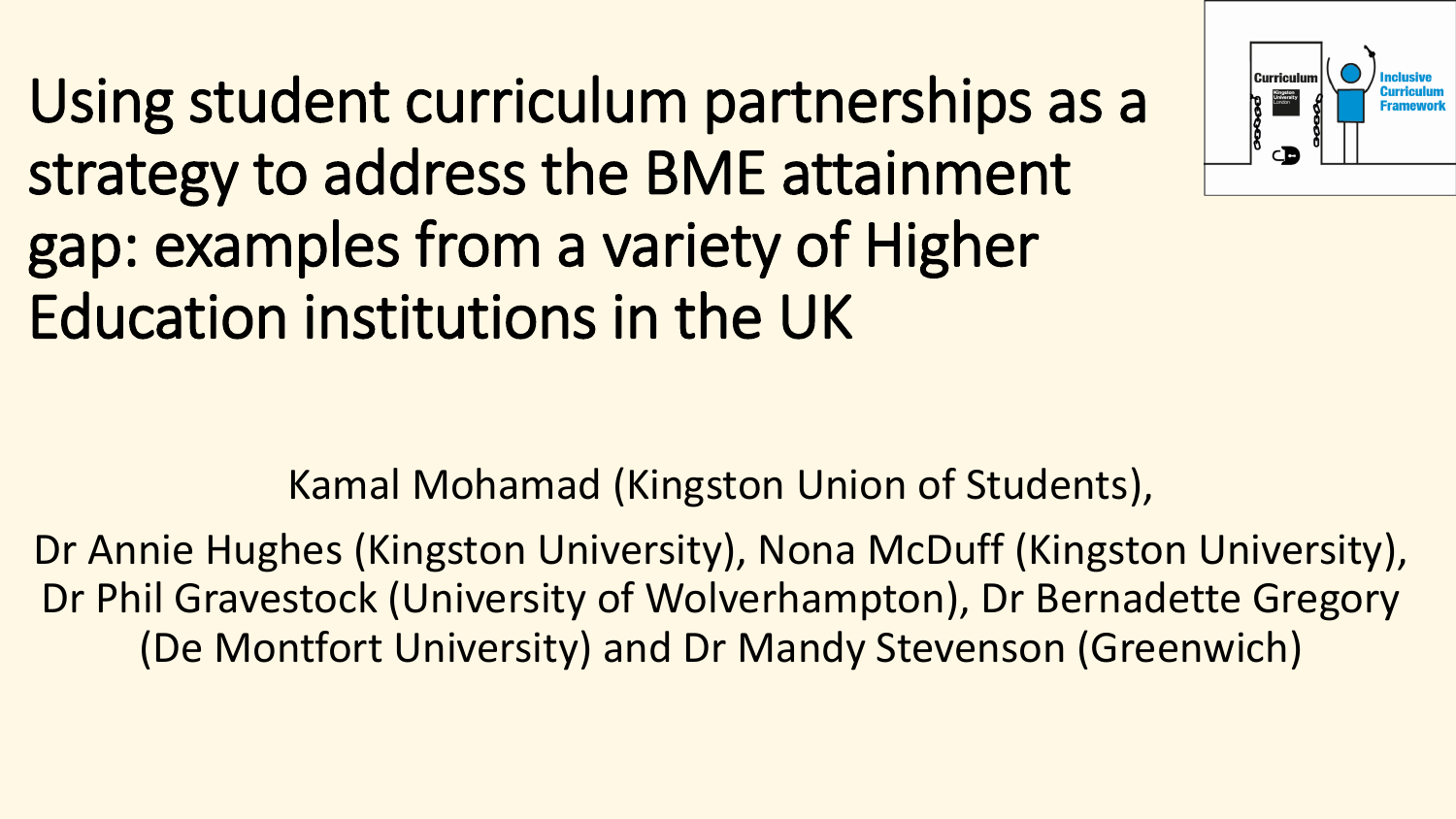# Using student curriculum partnerships as a strategy to address the BME attainment gap: examples from a variety of Higher Education institutions in the UK

Kamal Mohamad (Kingston Union of Students),

Dr Annie Hughes (Kingston University), Nona McDuff (Kingston University), Dr Phil Gravestock (University of Wolverhampton), Dr Bernadette Gregory (De Montfort University) and Dr Mandy Stevenson (Greenwich)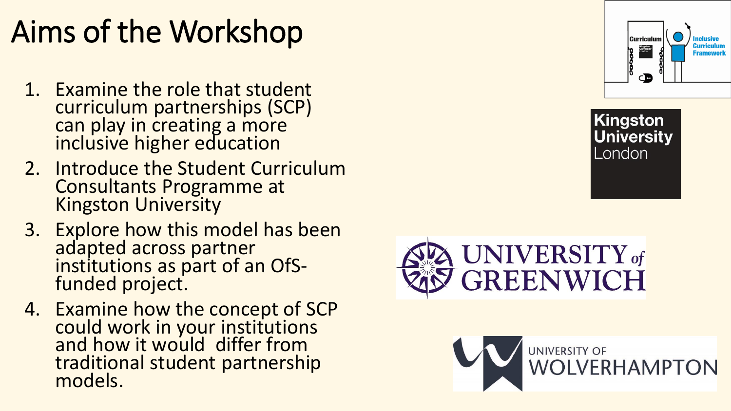# Aims of the Workshop

1. Examine the role that student curriculum partnerships (SCP) can play in creating a more inclusive higher education
2. Introduce the Student Curriculum Consultants Programme at Kingston University
3. Explore how this model has been adapted across partner institutions as part of an OfS-funded project.
4. Examine how the concept of SCP could work in your institutions and how it would differ from traditional student partnership models.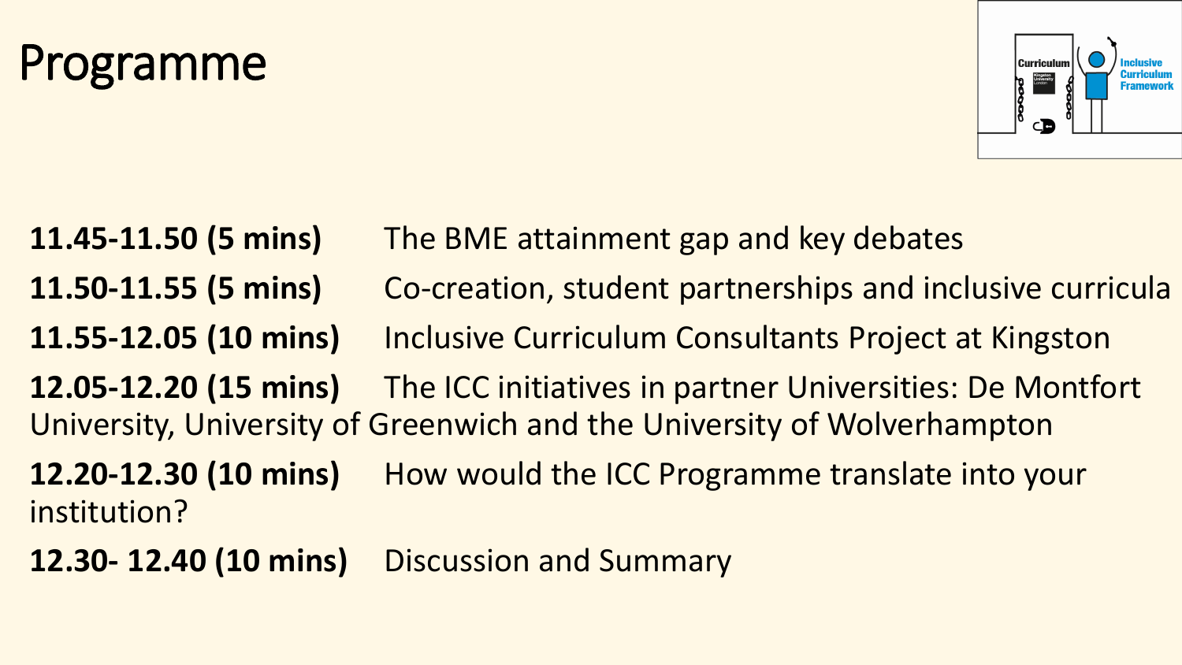# Programme

**11.45-11.50 (5 mins)** The BME attainment gap and key debates

**11.50-11.55 (5 mins)** Co-creation, student partnerships and inclusive curricula

**11.55-12.05 (10 mins)** Inclusive Curriculum Consultants Project at Kingston

**12.05-12.20 (15 mins)** The ICC initiatives in partner Universities: De Montfort University, University of Greenwich and the University of Wolverhampton

**12.20-12.30 (10 mins)** How would the ICC Programme translate into your institution?

**12.30- 12.40 (10 mins)** Discussion and Summary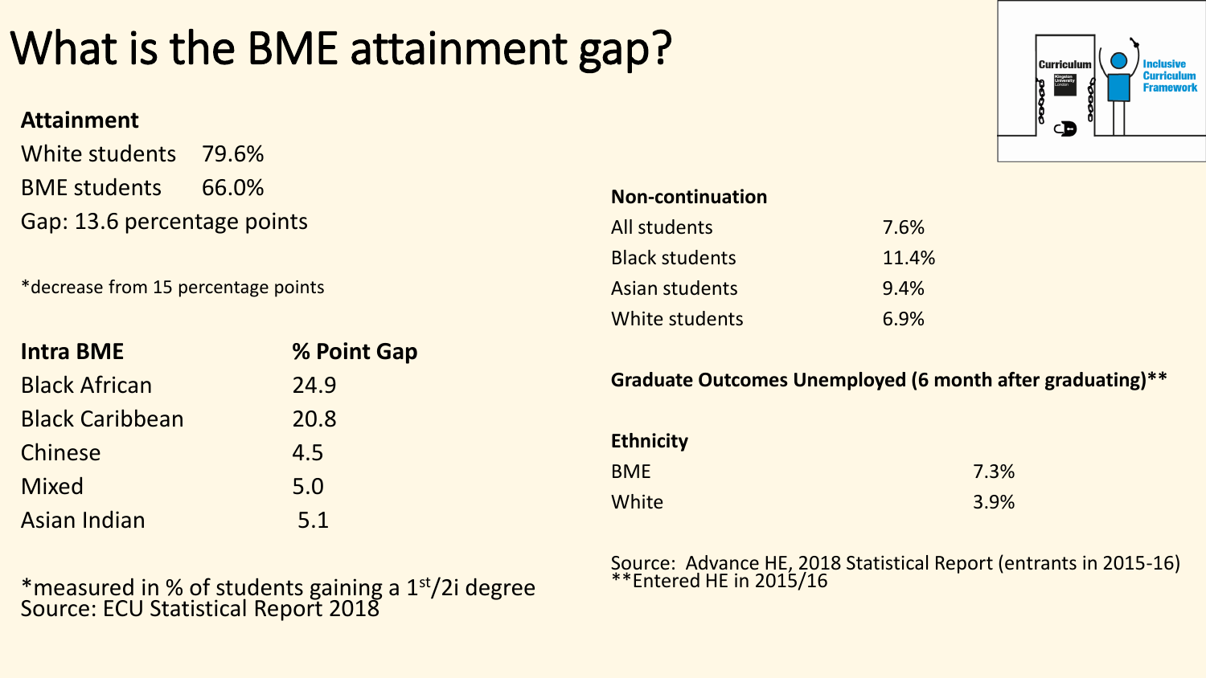# What is the BME attainment gap?

**Attainment**

| | |
|---|---|
| White students | 79.6% |
| BME students | 66.0% |

Gap: 13.6 percentage points

*decrease from 15 percentage points

| **Intra BME** | **% Point Gap** |
|---|---|
| Black African | 24.9 |
| Black Caribbean | 20.8 |
| Chinese | 4.5 |
| Mixed | 5.0 |
| Asian Indian | 5.1 |

*measured in % of students gaining a 1st/2i degree
Source: ECU Statistical Report 2018

**Non-continuation**

| | |
|---|---|
| All students | 7.6% |
| Black students | 11.4% |
| Asian students | 9.4% |
| White students | 6.9% |

**Graduate Outcomes Unemployed (6 month after graduating)****

| **Ethnicity** | |
|---|---|
| BME | 7.3% |
| White | 3.9% |

Source: Advance HE, 2018 Statistical Report (entrants in 2015-16)
**Entered HE in 2015/16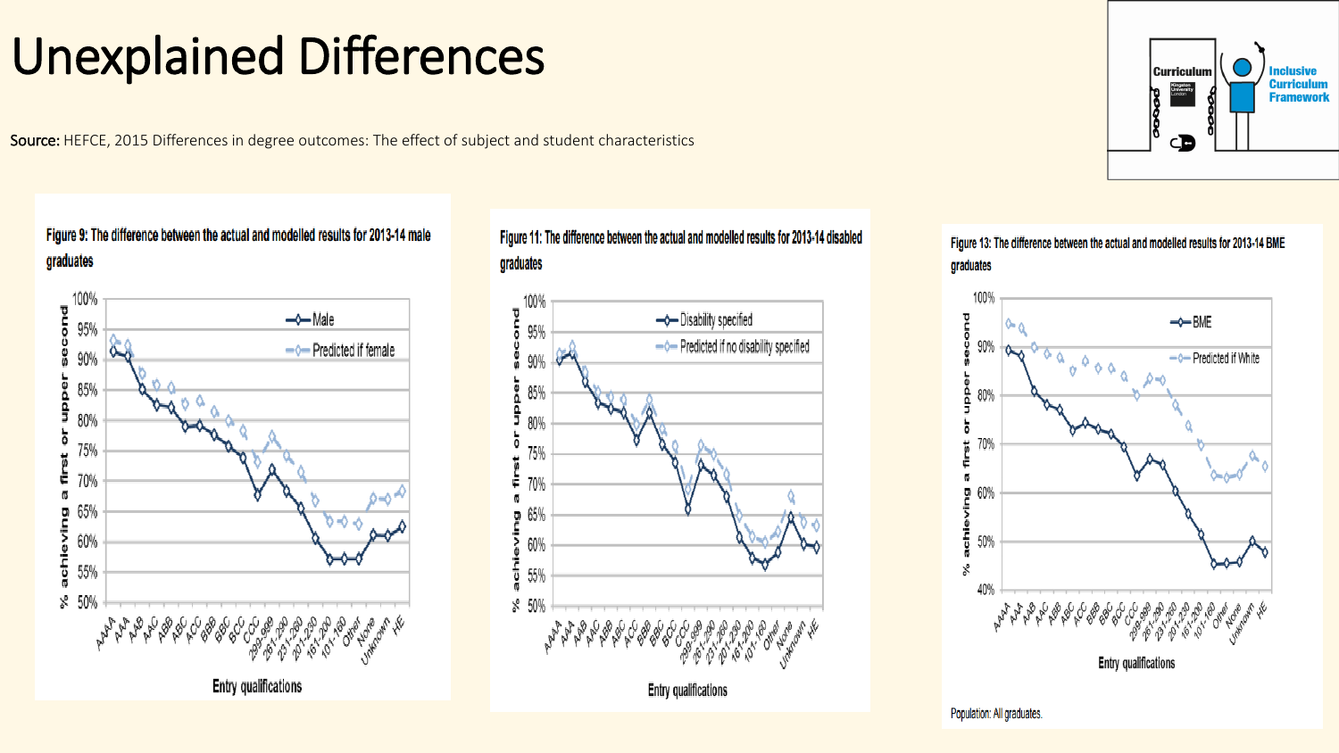# Unexplained Differences

**Source:** HEFCE, 2015 Differences in degree outcomes: The effect of subject and student characteristics

**Figure 9: The difference between the actual and modelled results for 2013-14 male graduates**

**Figure 11: The difference between the actual and modelled results for 2013-14 disabled graduates**

**Figure 13: The difference between the actual and modelled results for 2013-14 BME graduates**

Population: All graduates.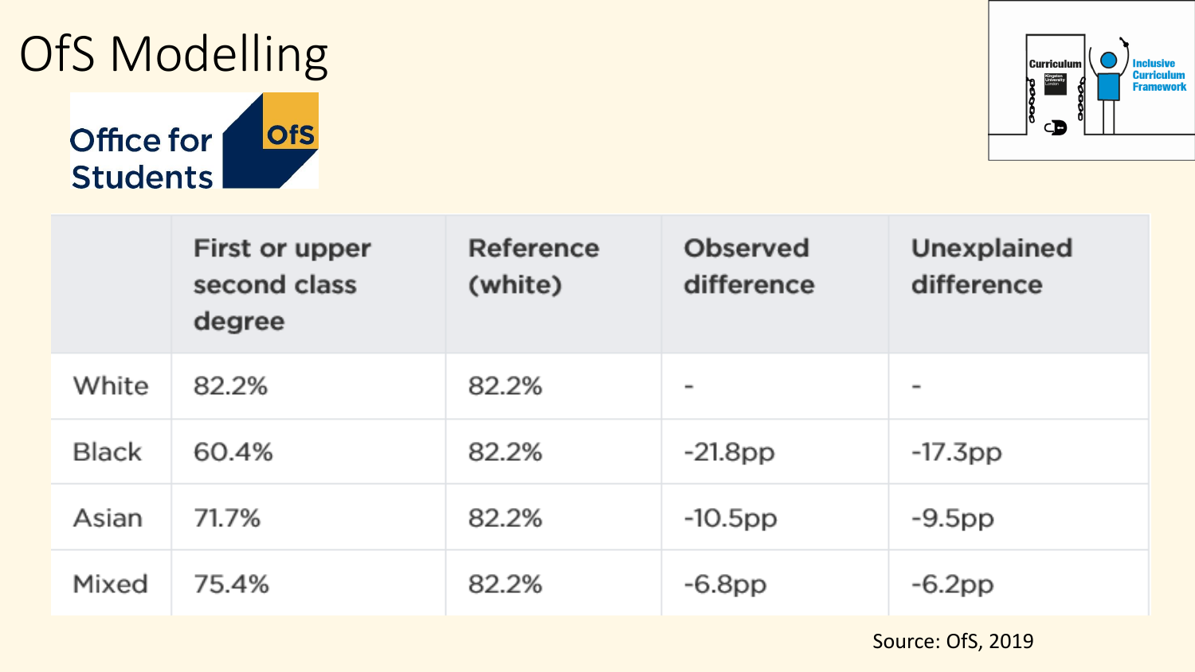# OfS Modelling

Office for Students OfS

Curriculum

Inclusive Curriculum Framework

| | First or upper second class degree | Reference (white) | Observed difference | Unexplained difference |
|---|---|---|---|---|
| White | 82.2% | 82.2% | - | - |
| Black | 60.4% | 82.2% | -21.8pp | -17.3pp |
| Asian | 71.7% | 82.2% | -10.5pp | -9.5pp |
| Mixed | 75.4% | 82.2% | -6.8pp | -6.2pp |

Source: OfS, 2019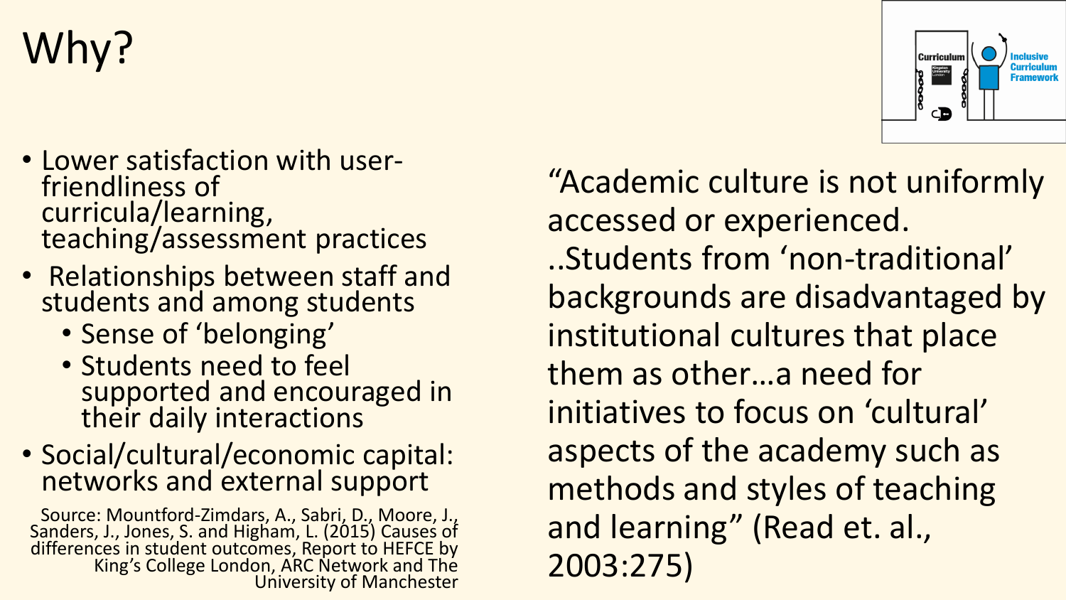# Why?

- Lower satisfaction with user-friendliness of curricula/learning, teaching/assessment practices
- Relationships between staff and students and among students
  - Sense of 'belonging'
  - Students need to feel supported and encouraged in their daily interactions
- Social/cultural/economic capital: networks and external support

Source: Mountford-Zimdars, A., Sabri, D., Moore, J., Sanders, J., Jones, S. and Higham, L. (2015) Causes of differences in student outcomes, Report to HEFCE by King's College London, ARC Network and The University of Manchester

"Academic culture is not uniformly accessed or experienced. ..Students from 'non-traditional' backgrounds are disadvantaged by institutional cultures that place them as other…a need for initiatives to focus on 'cultural' aspects of the academy such as methods and styles of teaching and learning" (Read et. al., 2003:275)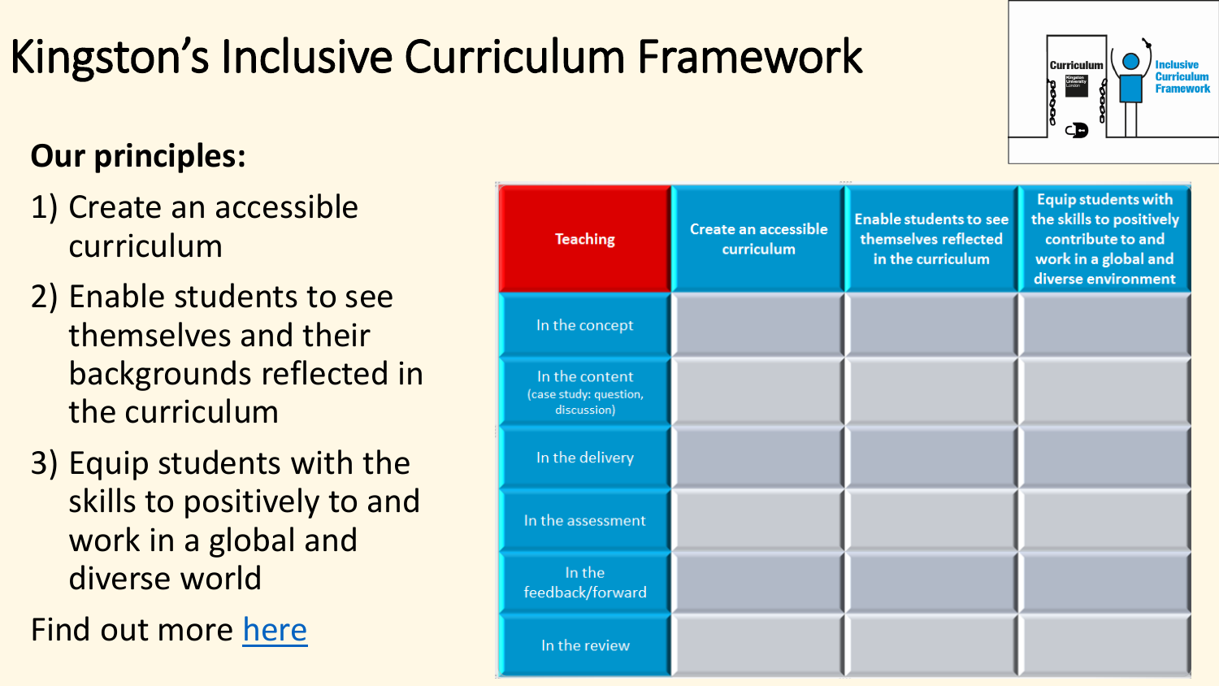# Kingston's Inclusive Curriculum Framework

**Our principles:**

1) Create an accessible curriculum
2) Enable students to see themselves and their backgrounds reflected in the curriculum
3) Equip students with the skills to positively to and work in a global and diverse world

Find out more here

| Teaching | Create an accessible curriculum | Enable students to see themselves reflected in the curriculum | Equip students with the skills to positively contribute to and work in a global and diverse environment |
|---|---|---|---|
| In the concept | | | |
| In the content (case study: question, discussion) | | | |
| In the delivery | | | |
| In the assessment | | | |
| In the feedback/forward | | | |
| In the review | | | |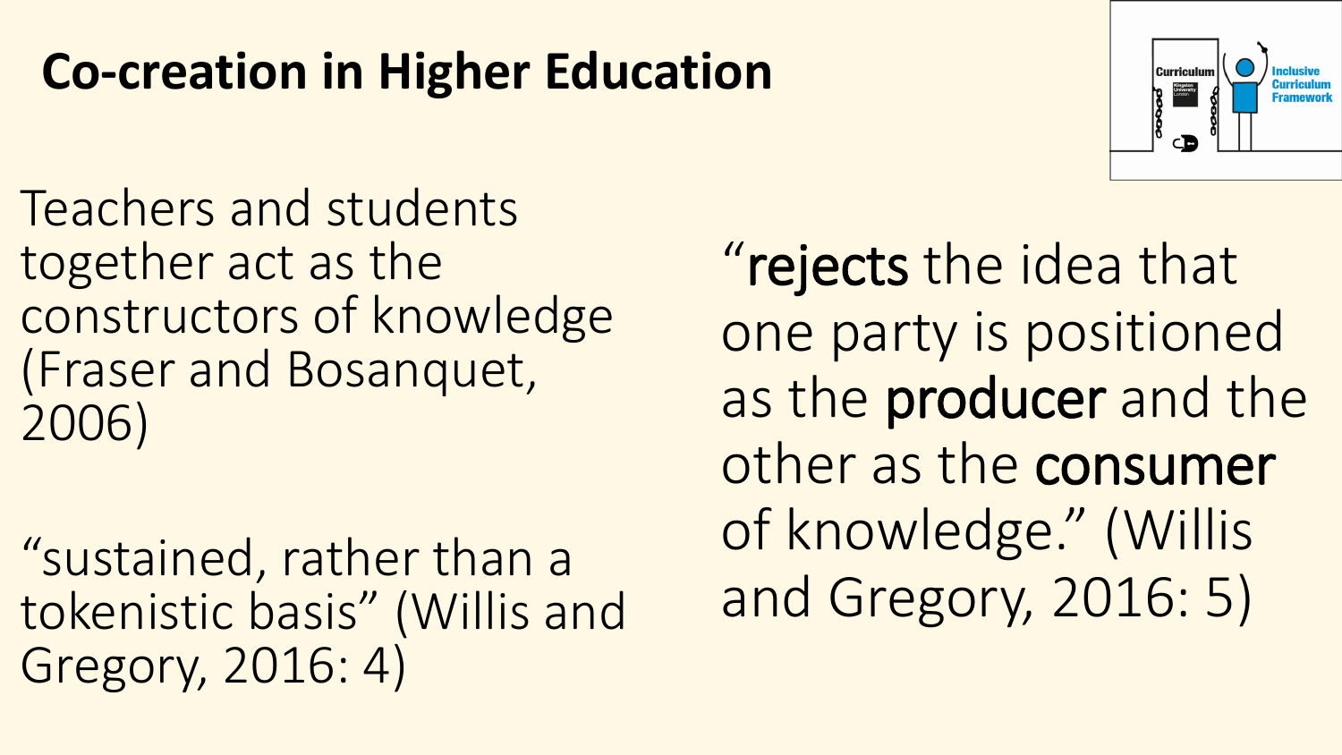# Co-creation in Higher Education

Teachers and students together act as the constructors of knowledge (Fraser and Bosanquet, 2006)

"sustained, rather than a tokenistic basis" (Willis and Gregory, 2016: 4)

"**rejects** the idea that one party is positioned as the **producer** and the other as the **consumer** of knowledge." (Willis and Gregory, 2016: 5)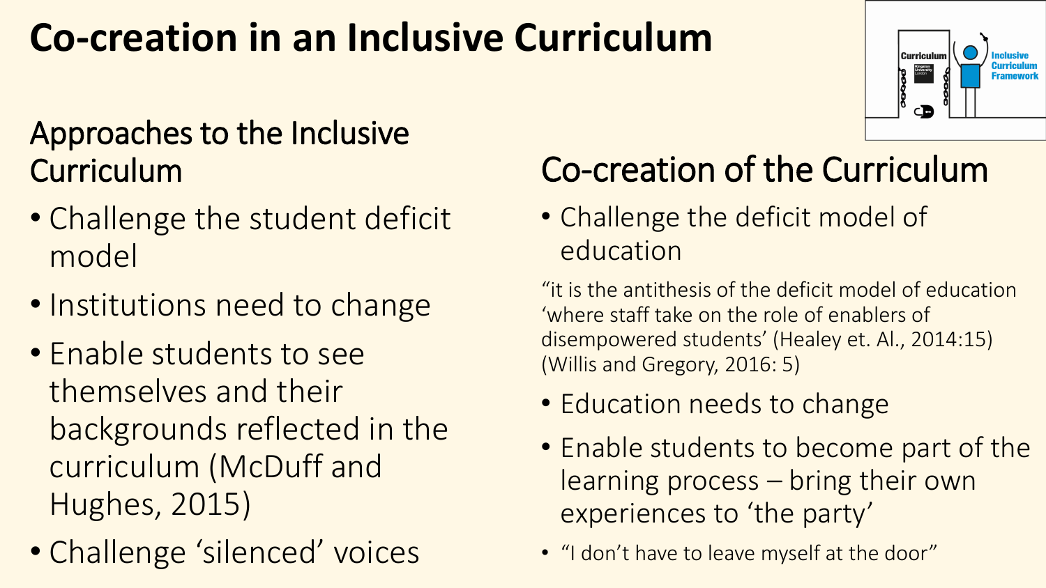# Co-creation in an Inclusive Curriculum

## Approaches to the Inclusive Curriculum

- Challenge the student deficit model
- Institutions need to change
- Enable students to see themselves and their backgrounds reflected in the curriculum (McDuff and Hughes, 2015)
- Challenge 'silenced' voices

## Co-creation of the Curriculum

- Challenge the deficit model of education

"it is the antithesis of the deficit model of education 'where staff take on the role of enablers of disempowered students' (Healey et. Al., 2014:15) (Willis and Gregory, 2016: 5)

- Education needs to change
- Enable students to become part of the learning process – bring their own experiences to 'the party'
- "I don't have to leave myself at the door"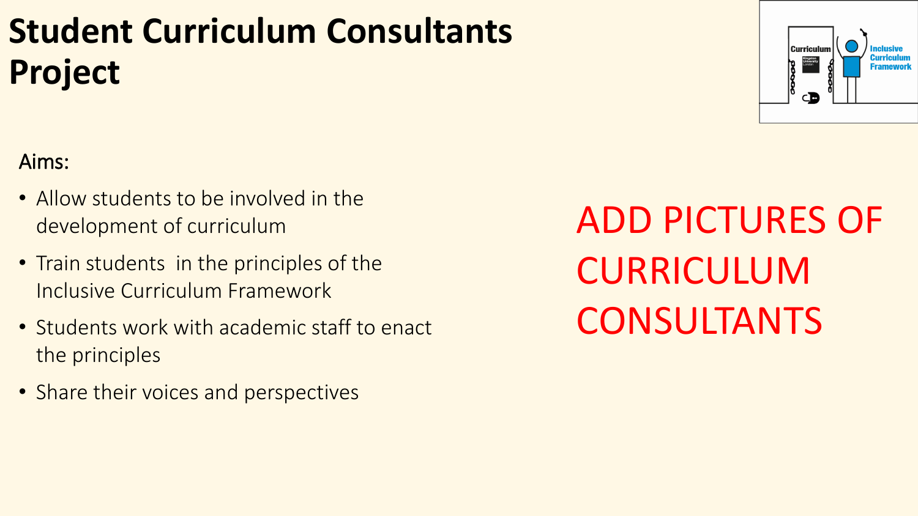# Student Curriculum Consultants Project

Aims:

- Allow students to be involved in the development of curriculum
- Train students in the principles of the Inclusive Curriculum Framework
- Students work with academic staff to enact the principles
- Share their voices and perspectives

ADD PICTURES OF CURRICULUM CONSULTANTS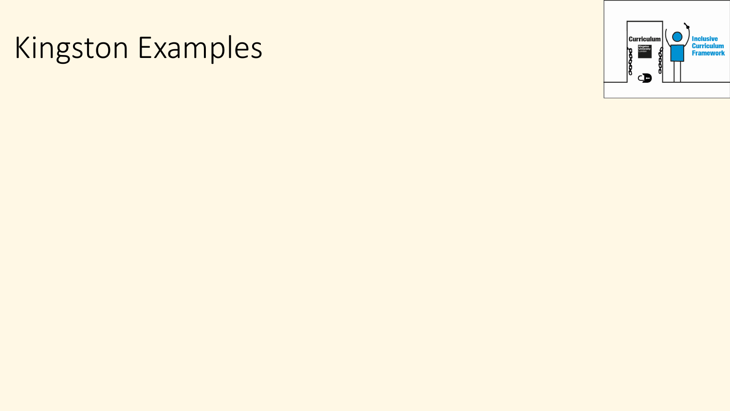# Kingston Examples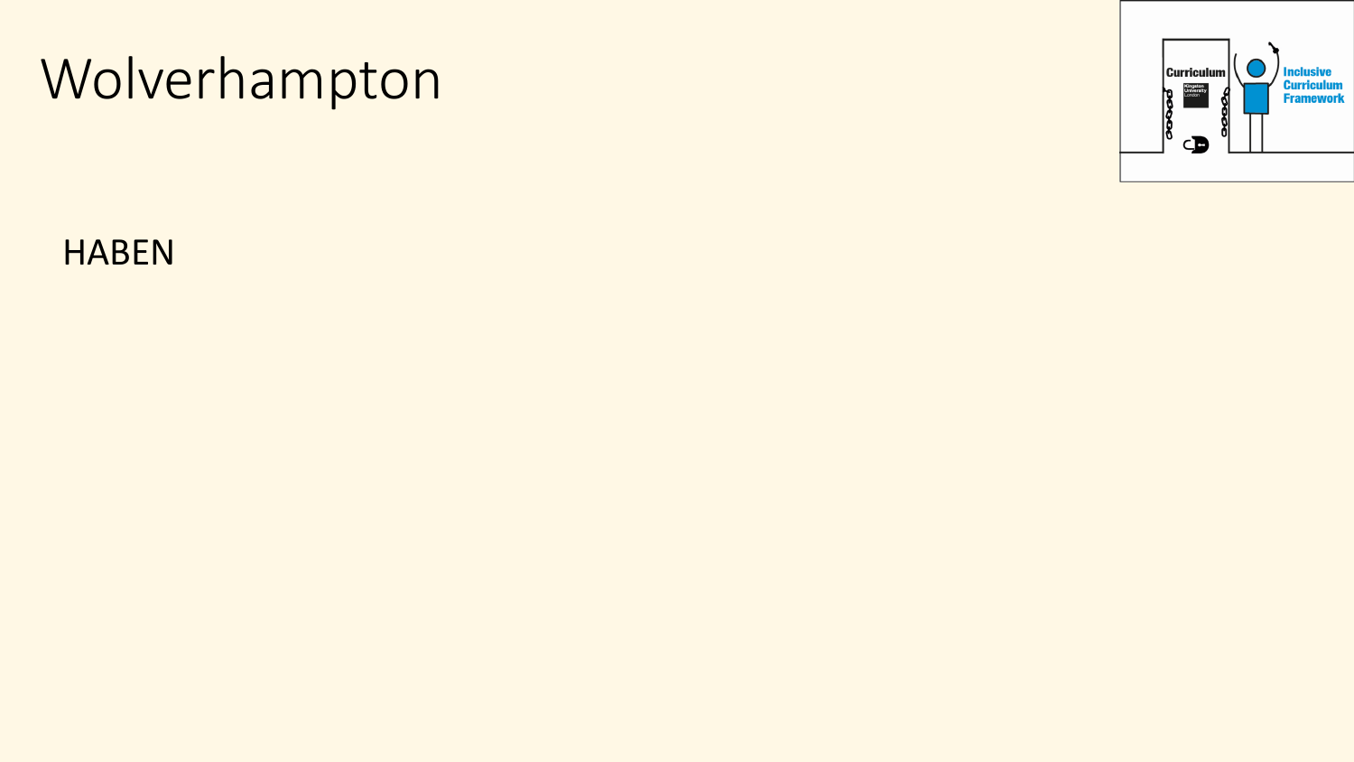# Wolverhampton

HABEN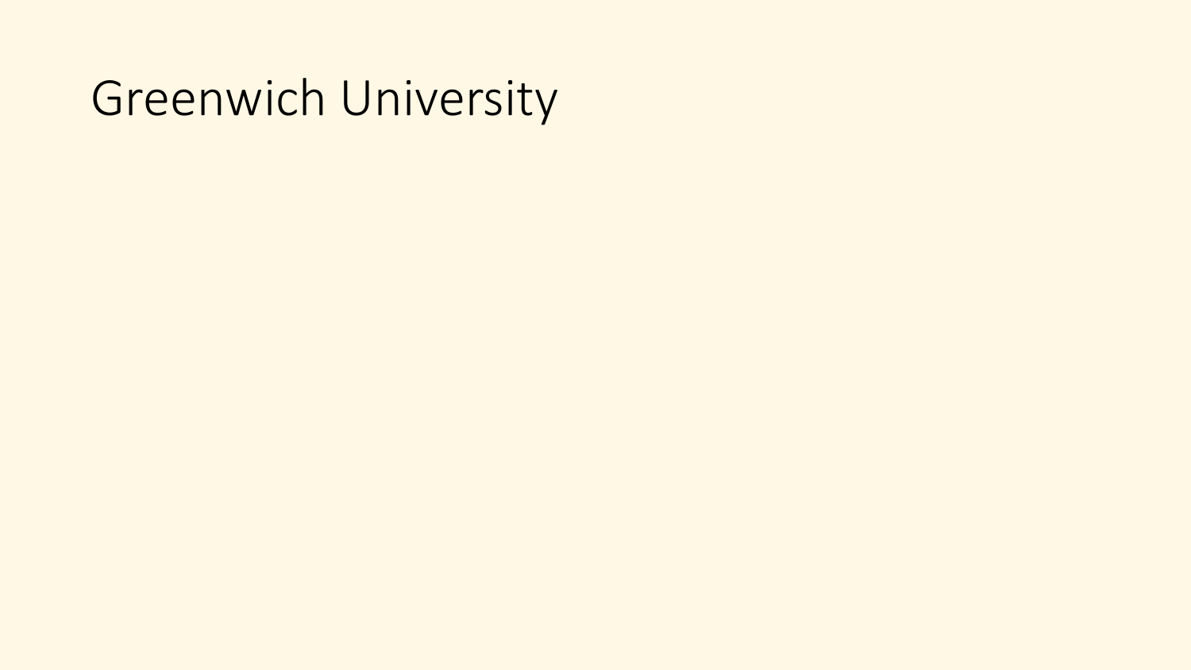# Greenwich University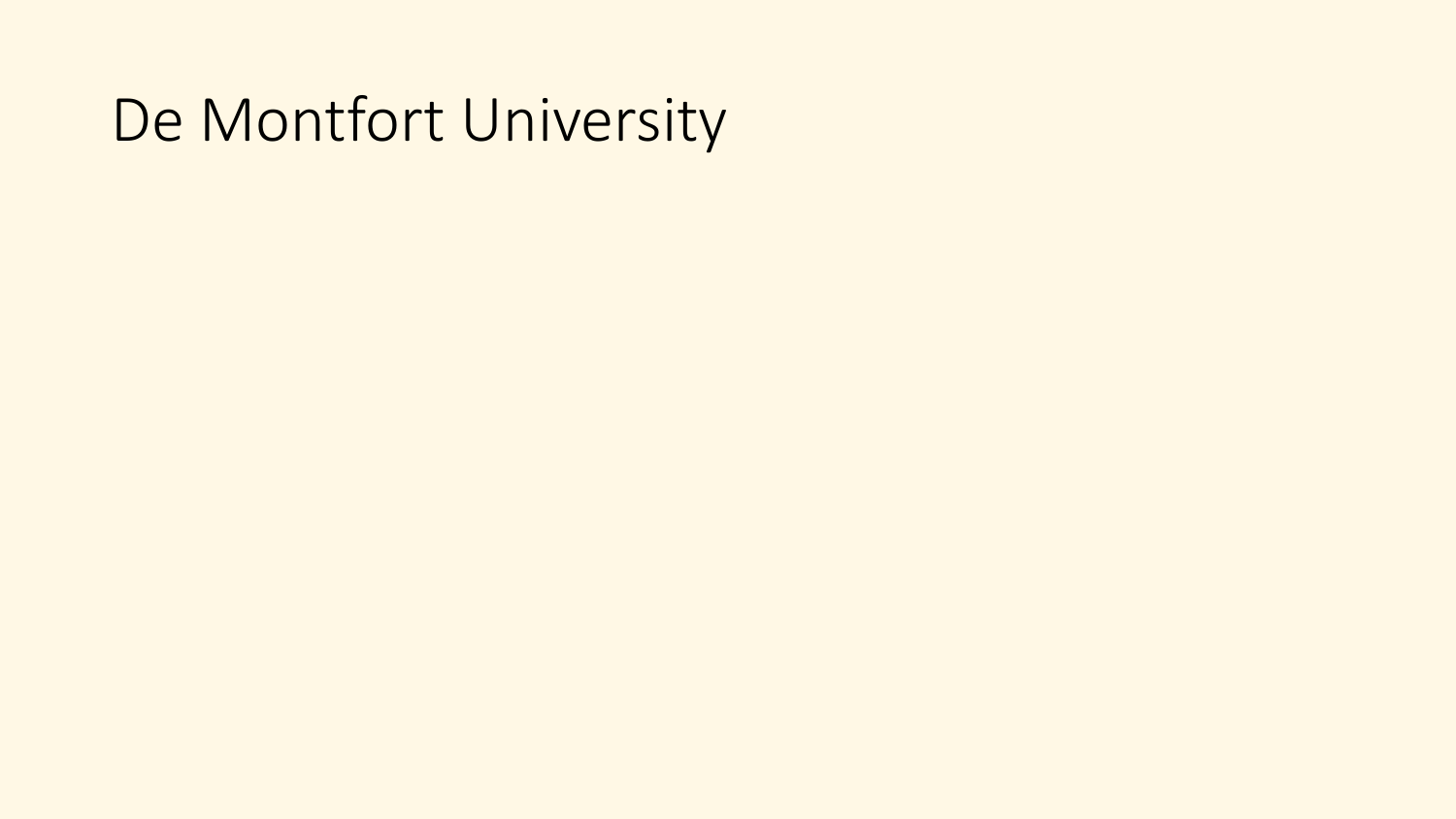# De Montfort University